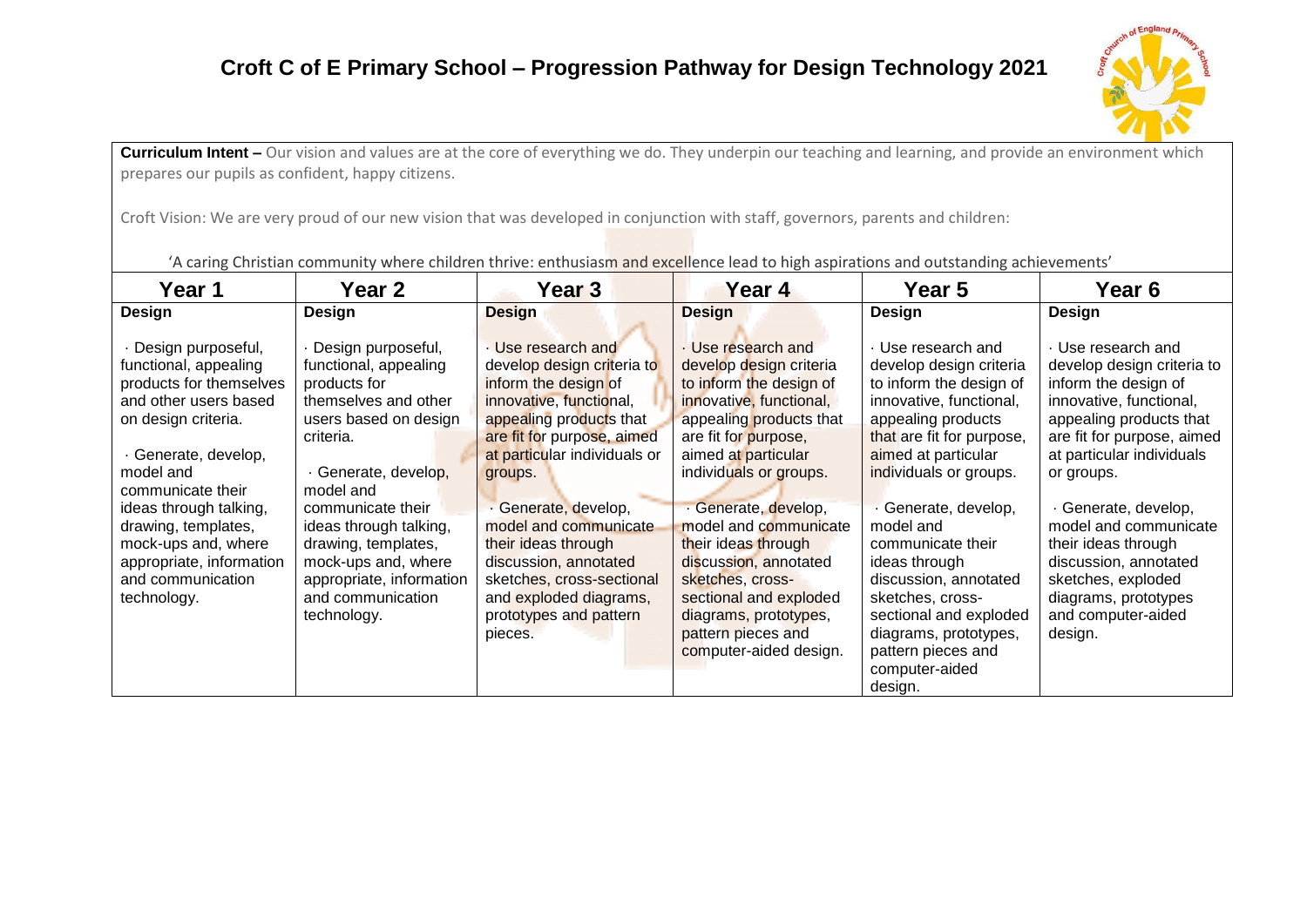# Croft C of E Primary School – Progression Pathway for Design Technology 2021

**Curriculum Intent –** Our vision and values are at the core of everything we do. They underpin our teaching and learning, and provide an environment which prepares our pupils as confident, happy citizens.

Croft Vision: We are very proud of our new vision that was developed in conjunction with staff, governors, parents and children:

'A caring Christian community where children thrive: enthusiasm and excellence lead to high aspirations and outstanding achievements'

| Year 1 | Year 2 | Year 3 | Year 4 | Year 5 | Year 6 |
|---|---|---|---|---|---|
| **Design**<br><br>· Design purposeful, functional, appealing products for themselves and other users based on design criteria.<br><br>· Generate, develop, model and communicate their ideas through talking, drawing, templates, mock-ups and, where appropriate, information and communication technology. | **Design**<br><br>· Design purposeful, functional, appealing products for themselves and other users based on design criteria.<br><br>· Generate, develop, model and communicate their ideas through talking, drawing, templates, mock-ups and, where appropriate, information and communication technology. | **Design**<br><br>· Use research and develop design criteria to inform the design of innovative, functional, appealing products that are fit for purpose, aimed at particular individuals or groups.<br><br>· Generate, develop, model and communicate their ideas through discussion, annotated sketches, cross-sectional and exploded diagrams, prototypes and pattern pieces. | **Design**<br><br>· Use research and develop design criteria to inform the design of innovative, functional, appealing products that are fit for purpose, aimed at particular individuals or groups.<br><br>· Generate, develop, model and communicate their ideas through discussion, annotated sketches, cross-sectional and exploded diagrams, prototypes, pattern pieces and computer-aided design. | **Design**<br><br>· Use research and develop design criteria to inform the design of innovative, functional, appealing products that are fit for purpose, aimed at particular individuals or groups.<br><br>· Generate, develop, model and communicate their ideas through discussion, annotated sketches, cross-sectional and exploded diagrams, prototypes, pattern pieces and computer-aided design. | **Design**<br><br>· Use research and develop design criteria to inform the design of innovative, functional, appealing products that are fit for purpose, aimed at particular individuals or groups.<br><br>· Generate, develop, model and communicate their ideas through discussion, annotated sketches, exploded diagrams, prototypes and computer-aided design. |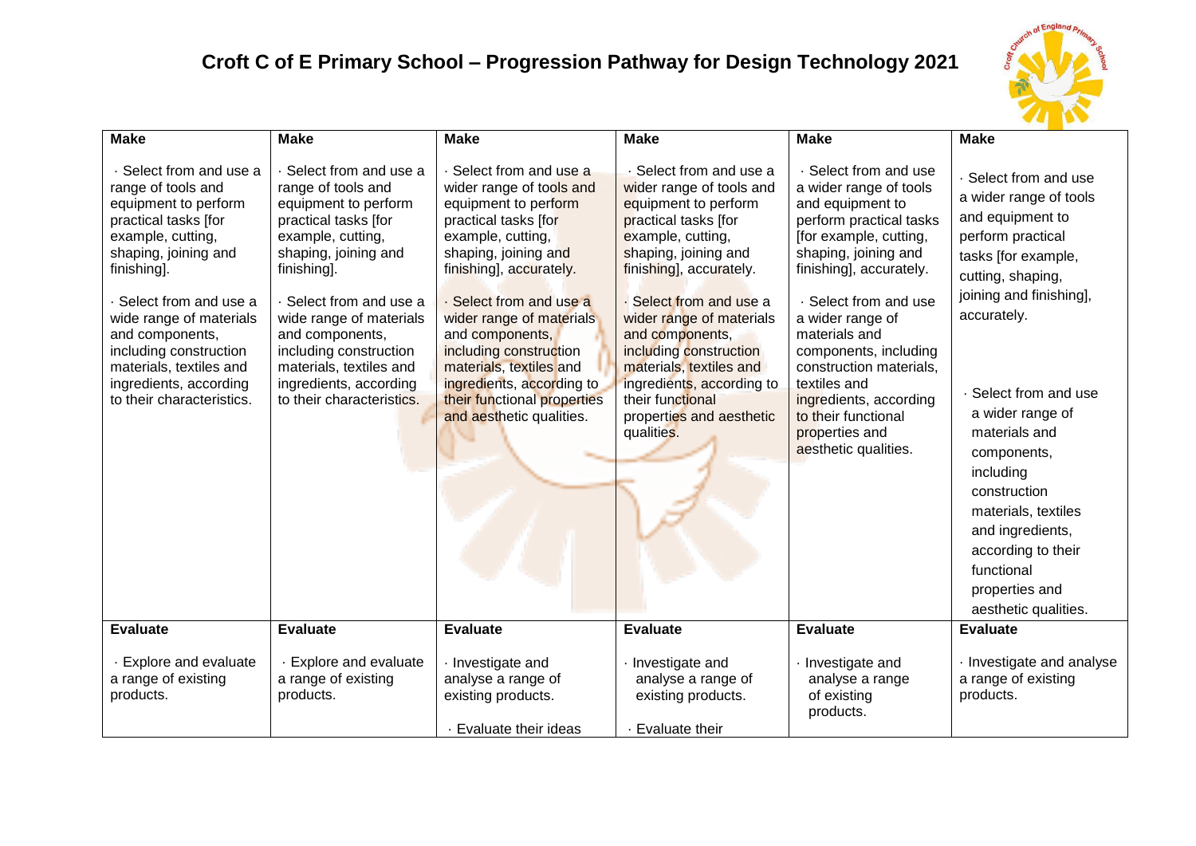# Croft C of E Primary School – Progression Pathway for Design Technology 2021

| Make | Make | Make | Make | Make | Make |
|---|---|---|---|---|---|
| · Select from and use a range of tools and equipment to perform practical tasks [for example, cutting, shaping, joining and finishing].<br><br>· Select from and use a wide range of materials and components, including construction materials, textiles and ingredients, according to their characteristics. | · Select from and use a range of tools and equipment to perform practical tasks [for example, cutting, shaping, joining and finishing].<br><br>· Select from and use a wide range of materials and components, including construction materials, textiles and ingredients, according to their characteristics. | · Select from and use a wider range of tools and equipment to perform practical tasks [for example, cutting, shaping, joining and finishing], accurately.<br><br>· Select from and use a wider range of materials and components, including construction materials, textiles and ingredients, according to their functional properties and aesthetic qualities. | · Select from and use a wider range of tools and equipment to perform practical tasks [for example, cutting, shaping, joining and finishing], accurately.<br><br>· Select from and use a wider range of materials and components, including construction materials, textiles and ingredients, according to their functional properties and aesthetic qualities. | · Select from and use a wider range of tools and equipment to perform practical tasks [for example, cutting, shaping, joining and finishing], accurately.<br><br>· Select from and use a wider range of materials and components, including construction materials, textiles and ingredients, according to their functional properties and aesthetic qualities. | · Select from and use a wider range of tools and equipment to perform practical tasks [for example, cutting, shaping, joining and finishing], accurately.<br><br>· Select from and use a wider range of materials and components, including construction materials, textiles and ingredients, according to their functional properties and aesthetic qualities. |
| **Evaluate** | **Evaluate** | **Evaluate** | **Evaluate** | **Evaluate** | **Evaluate** |
| · Explore and evaluate a range of existing products. | · Explore and evaluate a range of existing products. | · Investigate and analyse a range of existing products.<br><br>· Evaluate their ideas | · Investigate and analyse a range of existing products.<br><br>· Evaluate their | · Investigate and analyse a range of existing products. | · Investigate and analyse a range of existing products. |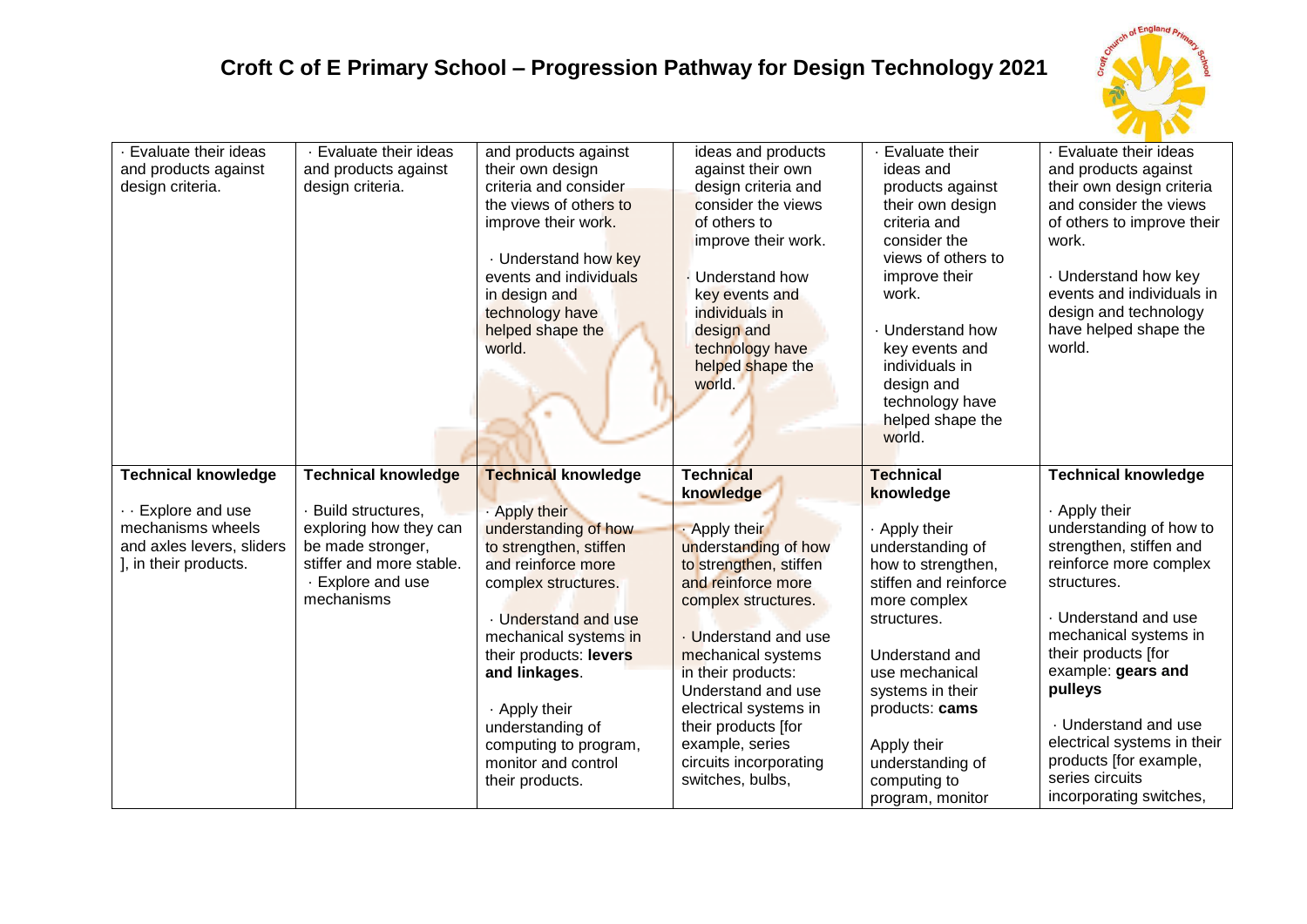# Croft C of E Primary School – Progression Pathway for Design Technology 2021

| | | | | | |
|---|---|---|---|---|---|
| · Evaluate their ideas and products against design criteria. | · Evaluate their ideas and products against design criteria. | and products against their own design criteria and consider the views of others to improve their work.<br><br>· Understand how key events and individuals in design and technology have helped shape the world. | ideas and products against their own design criteria and consider the views of others to improve their work.<br><br>· Understand how key events and individuals in design and technology have helped shape the world. | · Evaluate their ideas and products against their own design criteria and consider the views of others to improve their work.<br><br>· Understand how key events and individuals in design and technology have helped shape the world. | · Evaluate their ideas and products against their own design criteria and consider the views of others to improve their work.<br><br>· Understand how key events and individuals in design and technology have helped shape the world. |
| **Technical knowledge**<br><br>· · Explore and use mechanisms wheels and axles levers, sliders ], in their products. | **Technical knowledge**<br><br>· Build structures, exploring how they can be made stronger, stiffer and more stable.<br>· Explore and use mechanisms | **Technical knowledge**<br><br>· Apply their understanding of how to strengthen, stiffen and reinforce more complex structures.<br><br>· Understand and use mechanical systems in their products: **levers and linkages**.<br><br>· Apply their understanding of computing to program, monitor and control their products. | **Technical knowledge**<br><br>· Apply their understanding of how to strengthen, stiffen and reinforce more complex structures.<br><br>· Understand and use mechanical systems in their products: Understand and use electrical systems in their products [for example, series circuits incorporating switches, bulbs, | **Technical knowledge**<br><br>· Apply their understanding of how to strengthen, stiffen and reinforce more complex structures.<br><br>Understand and use mechanical systems in their products: **cams**<br><br>Apply their understanding of computing to program, monitor | **Technical knowledge**<br><br>· Apply their understanding of how to strengthen, stiffen and reinforce more complex structures.<br><br>· Understand and use mechanical systems in their products [for example: **gears and pulleys**<br><br>· Understand and use electrical systems in their products [for example, series circuits incorporating switches, |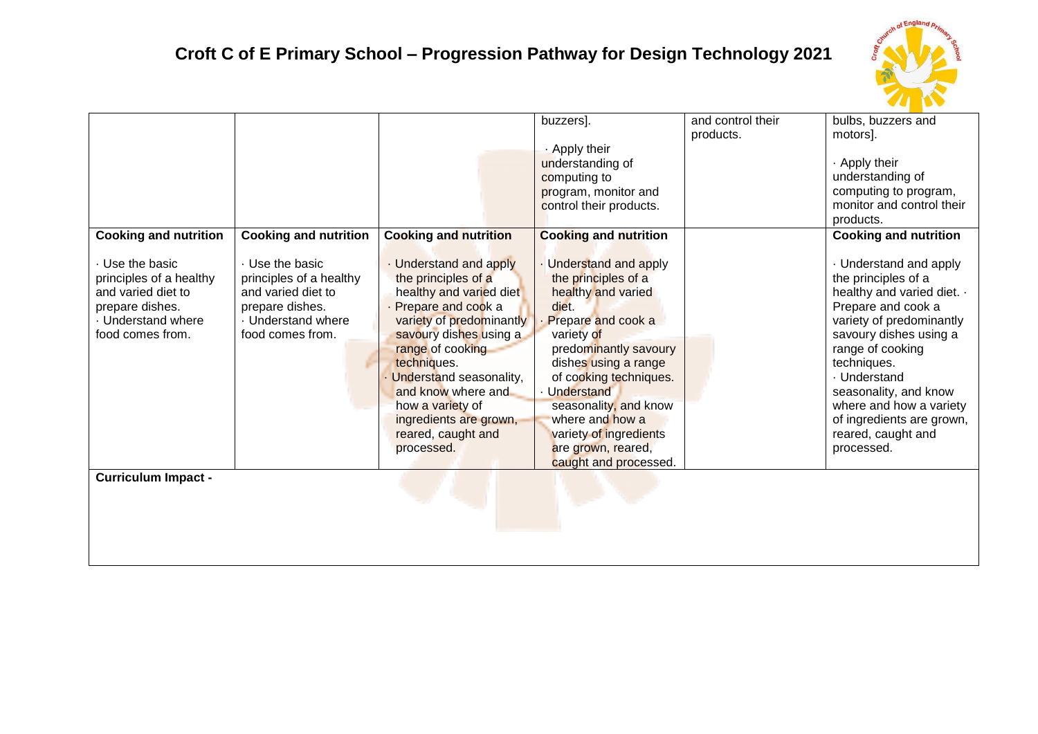# Croft C of E Primary School – Progression Pathway for Design Technology 2021

| | | | | | |
|---|---|---|---|---|---|
| | | | buzzers].<br><br>· Apply their understanding of computing to program, monitor and control their products. | and control their products. | bulbs, buzzers and motors].<br><br>· Apply their understanding of computing to program, monitor and control their products. |
| **Cooking and nutrition**<br><br>· Use the basic principles of a healthy and varied diet to prepare dishes.<br>· Understand where food comes from. | **Cooking and nutrition**<br><br>· Use the basic principles of a healthy and varied diet to prepare dishes.<br>· Understand where food comes from. | **Cooking and nutrition**<br><br>· Understand and apply the principles of a healthy and varied diet<br>· Prepare and cook a variety of predominantly savoury dishes using a range of cooking techniques.<br>· Understand seasonality, and know where and how a variety of ingredients are grown, reared, caught and processed. | **Cooking and nutrition**<br><br>· Understand and apply the principles of a healthy and varied diet.<br>· Prepare and cook a variety of predominantly savoury dishes using a range of coking techniques.<br>· Understand seasonality, and know where and how a variety of ingredients are grown, reared, caught and processed. | | **Cooking and nutrition**<br><br>· Understand and apply the principles of a healthy and varied diet. · Prepare and cook a variety of predominantly savoury dishes using a range of cooking techniques.<br>· Understand seasonality, and know where and how a variety of ingredients are grown, reared, caught and processed. |
| **Curriculum Impact -** | | | | | |